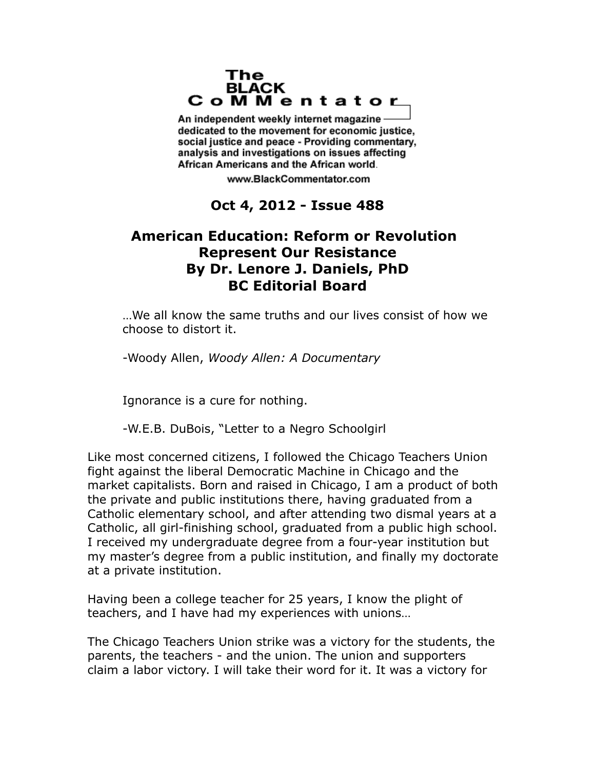The BLACK CoMMentator

An independent weekly internet magazine dedicated to the movement for economic justice, social justice and peace - Providing commentary, analysis and investigations on issues affecting African Americans and the African world.

www.BlackCommentator.com

**Oct 4, 2012 - Issue 488**

# American Education: Reform or Revolution
## Represent Our Resistance
### By Dr. Lenore J. Daniels, PhD
### BC Editorial Board

> …We all know the same truths and our lives consist of how we choose to distort it.
>
> -Woody Allen, *Woody Allen: A Documentary*

> Ignorance is a cure for nothing.
>
> -W.E.B. DuBois, "Letter to a Negro Schoolgirl

Like most concerned citizens, I followed the Chicago Teachers Union fight against the liberal Democratic Machine in Chicago and the market capitalists. Born and raised in Chicago, I am a product of both the private and public institutions there, having graduated from a Catholic elementary school, and after attending two dismal years at a Catholic, all girl-finishing school, graduated from a public high school. I received my undergraduate degree from a four-year institution but my master's degree from a public institution, and finally my doctorate at a private institution.

Having been a college teacher for 25 years, I know the plight of teachers, and I have had my experiences with unions…

The Chicago Teachers Union strike was a victory for the students, the parents, the teachers - and the union. The union and supporters claim a labor victory. I will take their word for it. It was a victory for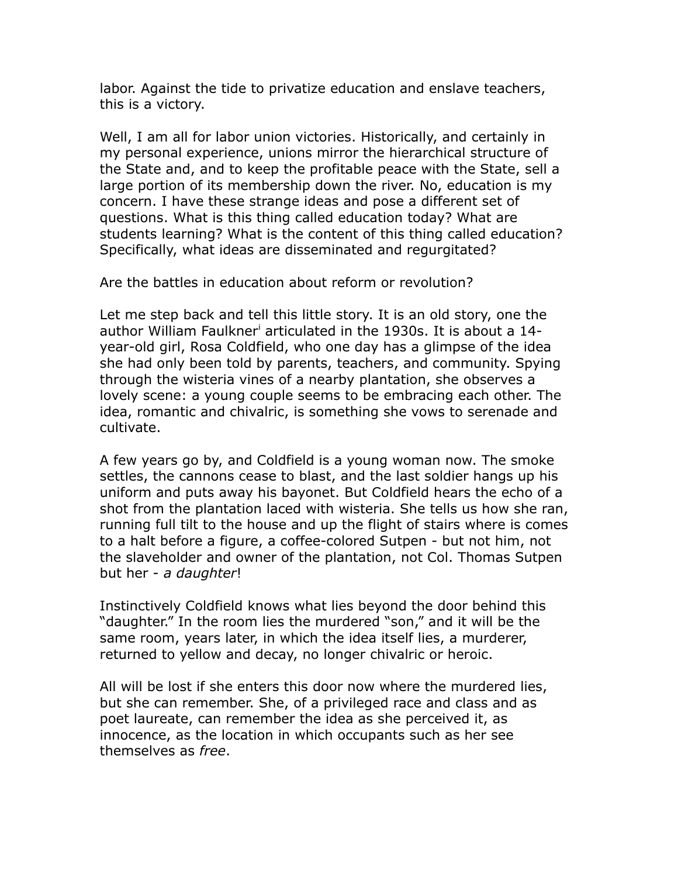labor. Against the tide to privatize education and enslave teachers, this is a victory.

Well, I am all for labor union victories. Historically, and certainly in my personal experience, unions mirror the hierarchical structure of the State and, and to keep the profitable peace with the State, sell a large portion of its membership down the river. No, education is my concern. I have these strange ideas and pose a different set of questions. What is this thing called education today? What are students learning? What is the content of this thing called education? Specifically, what ideas are disseminated and regurgitated?

Are the battles in education about reform or revolution?

Let me step back and tell this little story. It is an old story, one the author William Faulkner[i] articulated in the 1930s. It is about a 14-year-old girl, Rosa Coldfield, who one day has a glimpse of the idea she had only been told by parents, teachers, and community. Spying through the wisteria vines of a nearby plantation, she observes a lovely scene: a young couple seems to be embracing each other. The idea, romantic and chivalric, is something she vows to serenade and cultivate.

A few years go by, and Coldfield is a young woman now. The smoke settles, the cannons cease to blast, and the last soldier hangs up his uniform and puts away his bayonet. But Coldfield hears the echo of a shot from the plantation laced with wisteria. She tells us how she ran, running full tilt to the house and up the flight of stairs where is comes to a halt before a figure, a coffee-colored Sutpen - but not him, not the slaveholder and owner of the plantation, not Col. Thomas Sutpen but her - *a daughter*!

Instinctively Coldfield knows what lies beyond the door behind this "daughter." In the room lies the murdered "son," and it will be the same room, years later, in which the idea itself lies, a murderer, returned to yellow and decay, no longer chivalric or heroic.

All will be lost if she enters this door now where the murdered lies, but she can remember. She, of a privileged race and class and as poet laureate, can remember the idea as she perceived it, as innocence, as the location in which occupants such as her see themselves as *free*.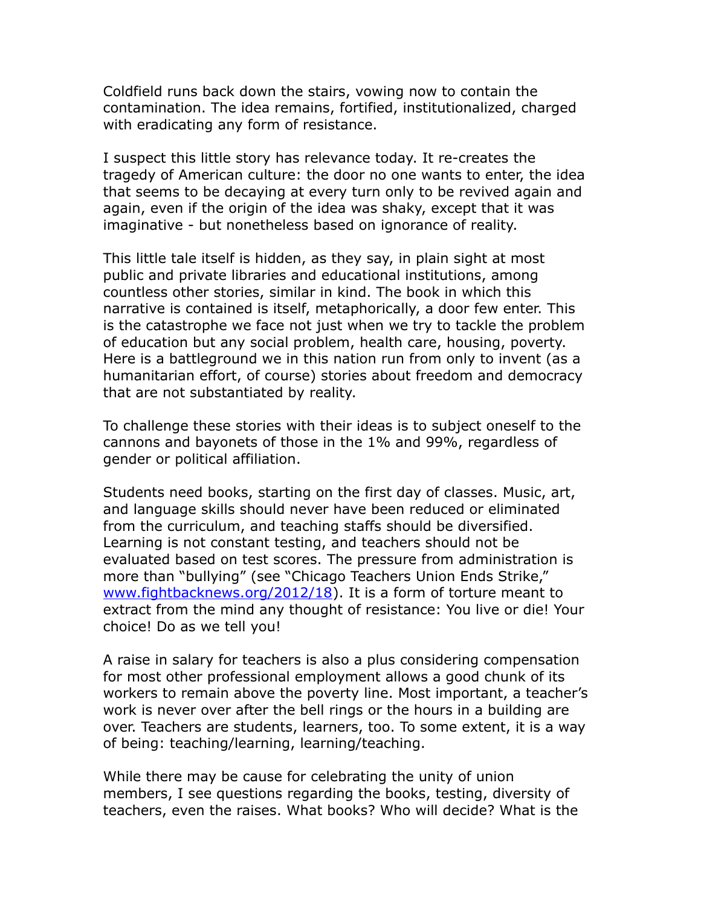Coldfield runs back down the stairs, vowing now to contain the contamination. The idea remains, fortified, institutionalized, charged with eradicating any form of resistance.

I suspect this little story has relevance today. It re-creates the tragedy of American culture: the door no one wants to enter, the idea that seems to be decaying at every turn only to be revived again and again, even if the origin of the idea was shaky, except that it was imaginative - but nonetheless based on ignorance of reality.

This little tale itself is hidden, as they say, in plain sight at most public and private libraries and educational institutions, among countless other stories, similar in kind. The book in which this narrative is contained is itself, metaphorically, a door few enter. This is the catastrophe we face not just when we try to tackle the problem of education but any social problem, health care, housing, poverty. Here is a battleground we in this nation run from only to invent (as a humanitarian effort, of course) stories about freedom and democracy that are not substantiated by reality.

To challenge these stories with their ideas is to subject oneself to the cannons and bayonets of those in the 1% and 99%, regardless of gender or political affiliation.

Students need books, starting on the first day of classes. Music, art, and language skills should never have been reduced or eliminated from the curriculum, and teaching staffs should be diversified. Learning is not constant testing, and teachers should not be evaluated based on test scores. The pressure from administration is more than "bullying" (see "Chicago Teachers Union Ends Strike," [www.fightbacknews.org/2012/18](www.fightbacknews.org/2012/18)). It is a form of torture meant to extract from the mind any thought of resistance: You live or die! Your choice! Do as we tell you!

A raise in salary for teachers is also a plus considering compensation for most other professional employment allows a good chunk of its workers to remain above the poverty line. Most important, a teacher's work is never over after the bell rings or the hours in a building are over. Teachers are students, learners, too. To some extent, it is a way of being: teaching/learning, learning/teaching.

While there may be cause for celebrating the unity of union members, I see questions regarding the books, testing, diversity of teachers, even the raises. What books? Who will decide? What is the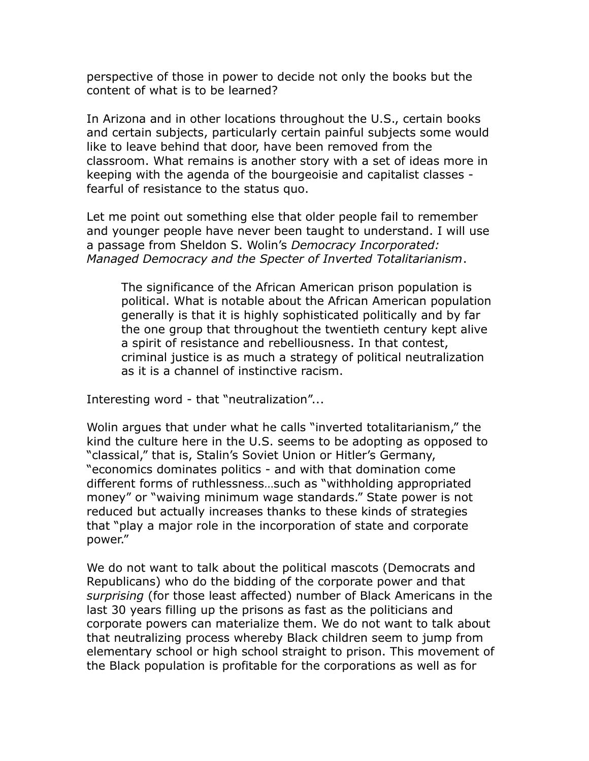perspective of those in power to decide not only the books but the content of what is to be learned?

In Arizona and in other locations throughout the U.S., certain books and certain subjects, particularly certain painful subjects some would like to leave behind that door, have been removed from the classroom. What remains is another story with a set of ideas more in keeping with the agenda of the bourgeoisie and capitalist classes - fearful of resistance to the status quo.

Let me point out something else that older people fail to remember and younger people have never been taught to understand. I will use a passage from Sheldon S. Wolin's *Democracy Incorporated: Managed Democracy and the Specter of Inverted Totalitarianism*.

> The significance of the African American prison population is political. What is notable about the African American population generally is that it is highly sophisticated politically and by far the one group that throughout the twentieth century kept alive a spirit of resistance and rebelliousness. In that contest, criminal justice is as much a strategy of political neutralization as it is a channel of instinctive racism.

Interesting word - that "neutralization"...

Wolin argues that under what he calls "inverted totalitarianism," the kind the culture here in the U.S. seems to be adopting as opposed to "classical," that is, Stalin's Soviet Union or Hitler's Germany, "economics dominates politics - and with that domination come different forms of ruthlessness…such as "withholding appropriated money" or "waiving minimum wage standards." State power is not reduced but actually increases thanks to these kinds of strategies that "play a major role in the incorporation of state and corporate power."

We do not want to talk about the political mascots (Democrats and Republicans) who do the bidding of the corporate power and that *surprising* (for those least affected) number of Black Americans in the last 30 years filling up the prisons as fast as the politicians and corporate powers can materialize them. We do not want to talk about that neutralizing process whereby Black children seem to jump from elementary school or high school straight to prison. This movement of the Black population is profitable for the corporations as well as for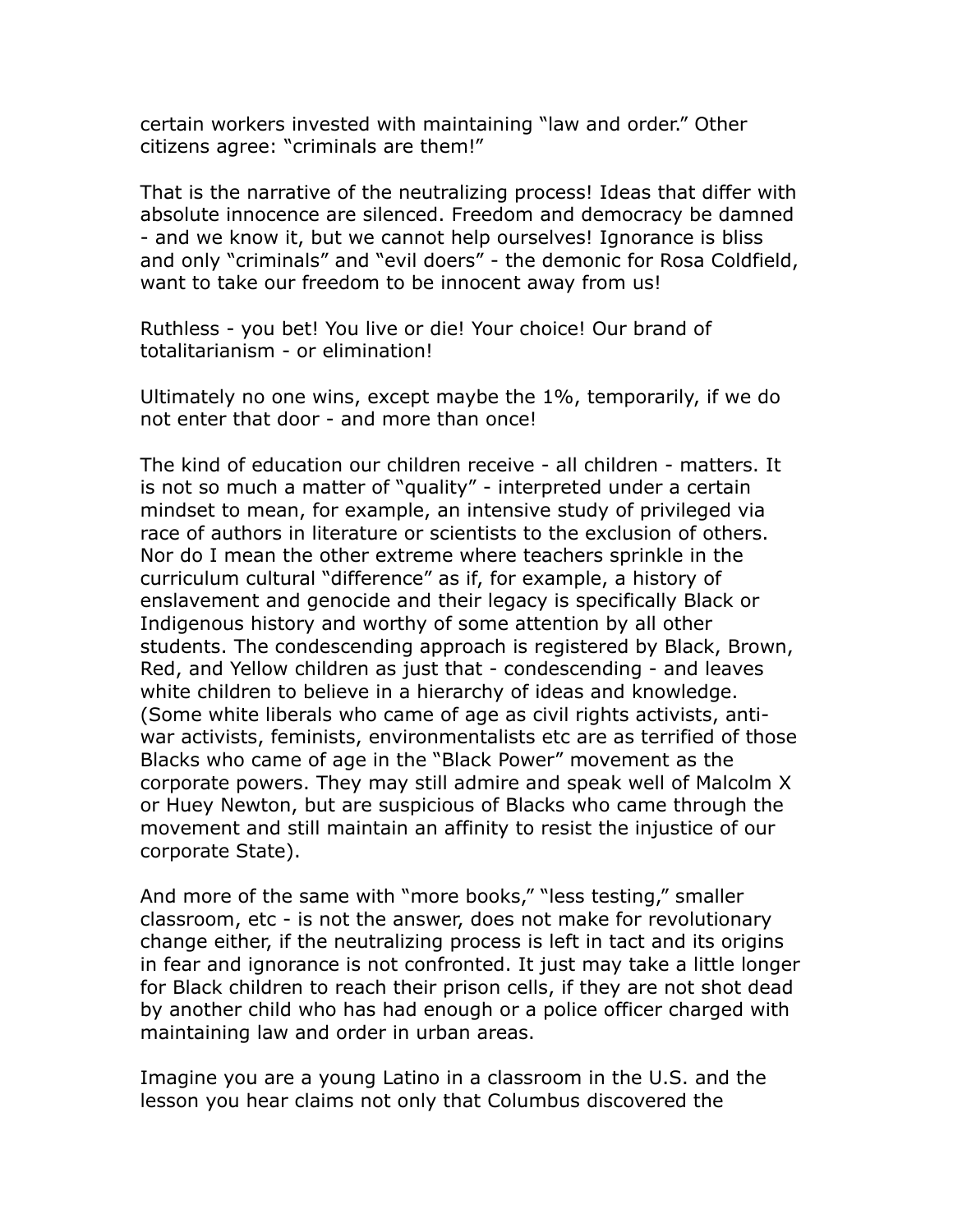certain workers invested with maintaining “law and order.” Other citizens agree: “criminals are them!”

That is the narrative of the neutralizing process! Ideas that differ with absolute innocence are silenced. Freedom and democracy be damned - and we know it, but we cannot help ourselves! Ignorance is bliss and only “criminals” and “evil doers” - the demonic for Rosa Coldfield, want to take our freedom to be innocent away from us!

Ruthless - you bet! You live or die! Your choice! Our brand of totalitarianism - or elimination!

Ultimately no one wins, except maybe the 1%, temporarily, if we do not enter that door - and more than once!

The kind of education our children receive - all children - matters. It is not so much a matter of “quality” - interpreted under a certain mindset to mean, for example, an intensive study of privileged via race of authors in literature or scientists to the exclusion of others. Nor do I mean the other extreme where teachers sprinkle in the curriculum cultural “difference” as if, for example, a history of enslavement and genocide and their legacy is specifically Black or Indigenous history and worthy of some attention by all other students. The condescending approach is registered by Black, Brown, Red, and Yellow children as just that - condescending - and leaves white children to believe in a hierarchy of ideas and knowledge. (Some white liberals who came of age as civil rights activists, anti-war activists, feminists, environmentalists etc are as terrified of those Blacks who came of age in the “Black Power” movement as the corporate powers. They may still admire and speak well of Malcolm X or Huey Newton, but are suspicious of Blacks who came through the movement and still maintain an affinity to resist the injustice of our corporate State).

And more of the same with “more books,” “less testing,” smaller classroom, etc - is not the answer, does not make for revolutionary change either, if the neutralizing process is left in tact and its origins in fear and ignorance is not confronted. It just may take a little longer for Black children to reach their prison cells, if they are not shot dead by another child who has had enough or a police officer charged with maintaining law and order in urban areas.

Imagine you are a young Latino in a classroom in the U.S. and the lesson you hear claims not only that Columbus discovered the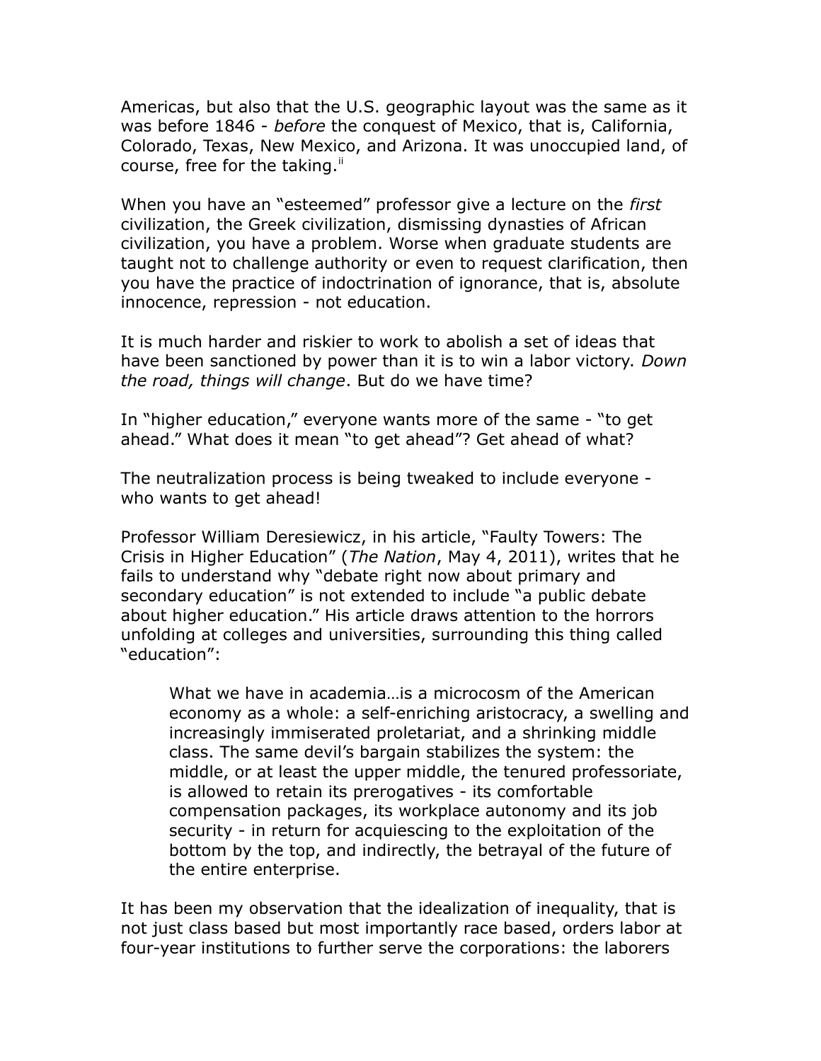Americas, but also that the U.S. geographic layout was the same as it was before 1846 - *before* the conquest of Mexico, that is, California, Colorado, Texas, New Mexico, and Arizona. It was unoccupied land, of course, free for the taking.[ii]

When you have an "esteemed" professor give a lecture on the *first* civilization, the Greek civilization, dismissing dynasties of African civilization, you have a problem. Worse when graduate students are taught not to challenge authority or even to request clarification, then you have the practice of indoctrination of ignorance, that is, absolute innocence, repression - not education.

It is much harder and riskier to work to abolish a set of ideas that have been sanctioned by power than it is to win a labor victory. *Down the road, things will change*. But do we have time?

In "higher education," everyone wants more of the same - "to get ahead." What does it mean "to get ahead"? Get ahead of what?

The neutralization process is being tweaked to include everyone - who wants to get ahead!

Professor William Deresiewicz, in his article, "Faulty Towers: The Crisis in Higher Education" (*The Nation*, May 4, 2011), writes that he fails to understand why "debate right now about primary and secondary education" is not extended to include "a public debate about higher education." His article draws attention to the horrors unfolding at colleges and universities, surrounding this thing called "education":

> What we have in academia…is a microcosm of the American economy as a whole: a self-enriching aristocracy, a swelling and increasingly immiserated proletariat, and a shrinking middle class. The same devil's bargain stabilizes the system: the middle, or at least the upper middle, the tenured professoriate, is allowed to retain its prerogatives - its comfortable compensation packages, its workplace autonomy and its job security - in return for acquiescing to the exploitation of the bottom by the top, and indirectly, the betrayal of the future of the entire enterprise.

It has been my observation that the idealization of inequality, that is not just class based but most importantly race based, orders labor at four-year institutions to further serve the corporations: the laborers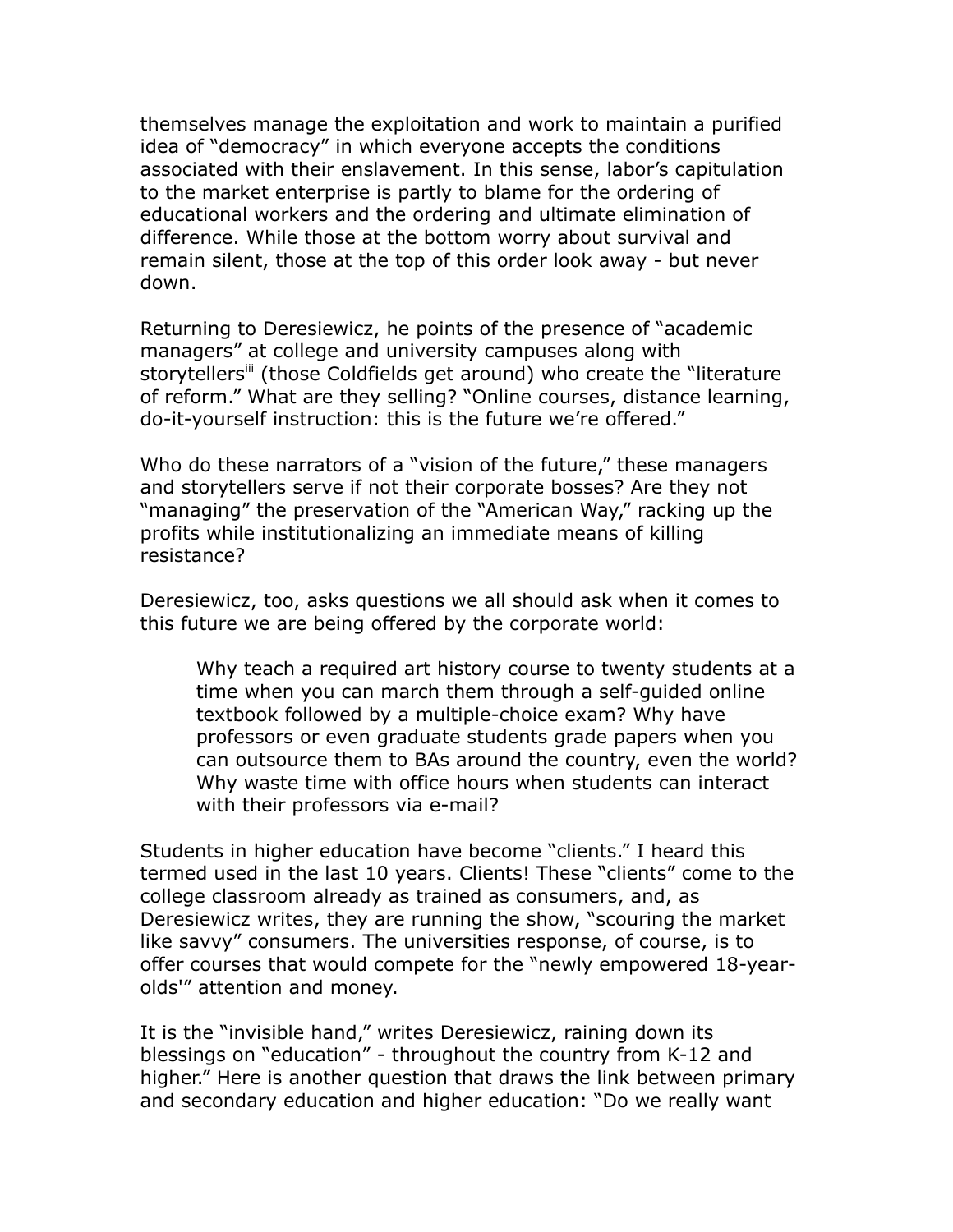themselves manage the exploitation and work to maintain a purified idea of "democracy" in which everyone accepts the conditions associated with their enslavement. In this sense, labor's capitulation to the market enterprise is partly to blame for the ordering of educational workers and the ordering and ultimate elimination of difference. While those at the bottom worry about survival and remain silent, those at the top of this order look away - but never down.

Returning to Deresiewicz, he points of the presence of "academic managers" at college and university campuses along with storytellers[iii] (those Coldfields get around) who create the "literature of reform." What are they selling? "Online courses, distance learning, do-it-yourself instruction: this is the future we're offered."

Who do these narrators of a "vision of the future," these managers and storytellers serve if not their corporate bosses? Are they not "managing" the preservation of the "American Way," racking up the profits while institutionalizing an immediate means of killing resistance?

Deresiewicz, too, asks questions we all should ask when it comes to this future we are being offered by the corporate world:

> Why teach a required art history course to twenty students at a time when you can march them through a self-guided online textbook followed by a multiple-choice exam? Why have professors or even graduate students grade papers when you can outsource them to BAs around the country, even the world? Why waste time with office hours when students can interact with their professors via e-mail?

Students in higher education have become "clients." I heard this termed used in the last 10 years. Clients! These "clients" come to the college classroom already as trained as consumers, and, as Deresiewicz writes, they are running the show, "scouring the market like savvy" consumers. The universities response, of course, is to offer courses that would compete for the "newly empowered 18-year-olds'" attention and money.

It is the "invisible hand," writes Deresiewicz, raining down its blessings on "education" - throughout the country from K-12 and higher." Here is another question that draws the link between primary and secondary education and higher education: "Do we really want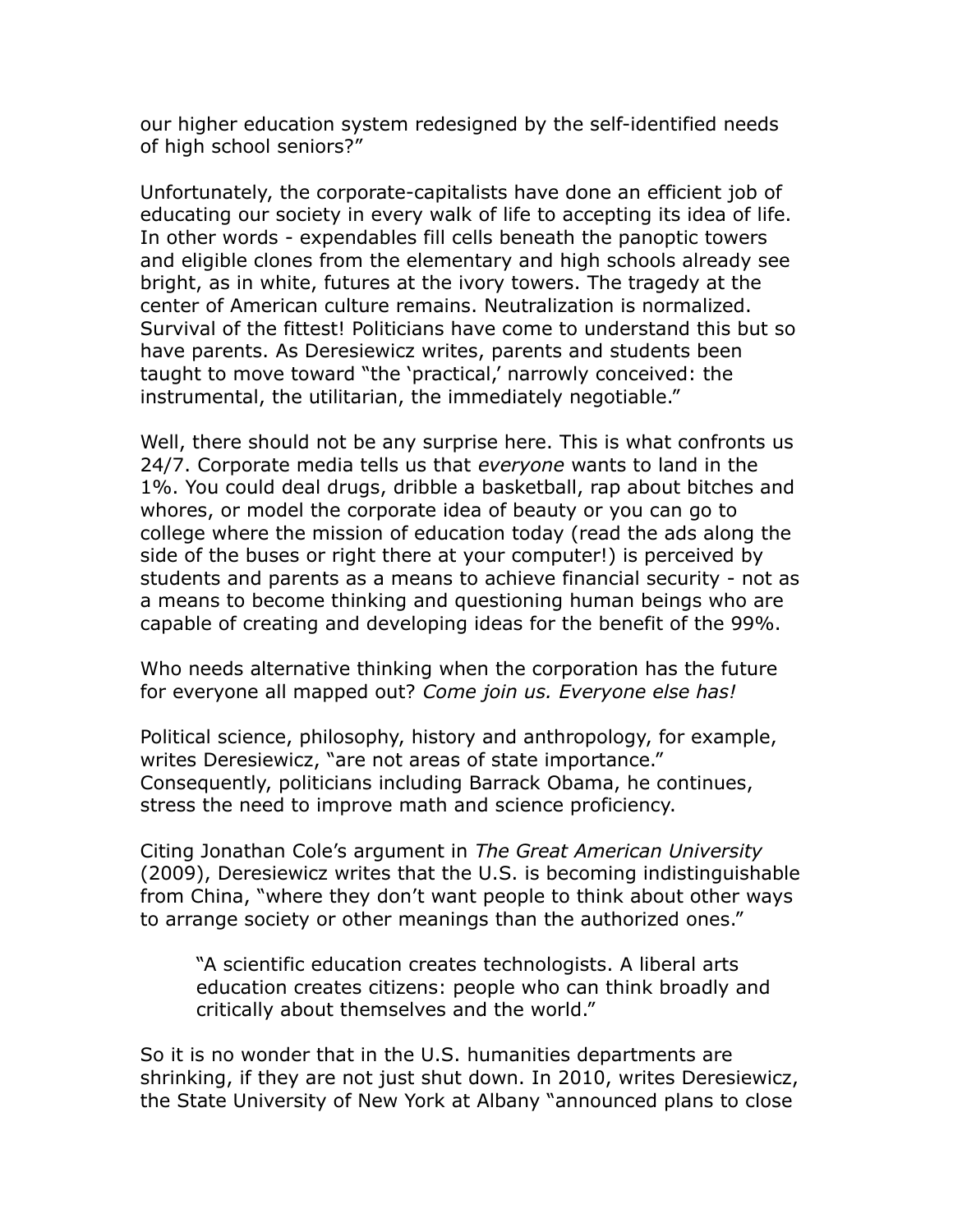our higher education system redesigned by the self-identified needs of high school seniors?”

Unfortunately, the corporate-capitalists have done an efficient job of educating our society in every walk of life to accepting its idea of life. In other words - expendables fill cells beneath the panoptic towers and eligible clones from the elementary and high schools already see bright, as in white, futures at the ivory towers. The tragedy at the center of American culture remains. Neutralization is normalized. Survival of the fittest! Politicians have come to understand this but so have parents. As Deresiewicz writes, parents and students been taught to move toward “the ‘practical,’ narrowly conceived: the instrumental, the utilitarian, the immediately negotiable.”

Well, there should not be any surprise here. This is what confronts us 24/7. Corporate media tells us that *everyone* wants to land in the 1%. You could deal drugs, dribble a basketball, rap about bitches and whores, or model the corporate idea of beauty or you can go to college where the mission of education today (read the ads along the side of the buses or right there at your computer!) is perceived by students and parents as a means to achieve financial security - not as a means to become thinking and questioning human beings who are capable of creating and developing ideas for the benefit of the 99%.

Who needs alternative thinking when the corporation has the future for everyone all mapped out? *Come join us. Everyone else has!*

Political science, philosophy, history and anthropology, for example, writes Deresiewicz, “are not areas of state importance.” Consequently, politicians including Barrack Obama, he continues, stress the need to improve math and science proficiency.

Citing Jonathan Cole’s argument in *The Great American University* (2009), Deresiewicz writes that the U.S. is becoming indistinguishable from China, “where they don’t want people to think about other ways to arrange society or other meanings than the authorized ones.”

> “A scientific education creates technologists. A liberal arts education creates citizens: people who can think broadly and critically about themselves and the world.”

So it is no wonder that in the U.S. humanities departments are shrinking, if they are not just shut down. In 2010, writes Deresiewicz, the State University of New York at Albany “announced plans to close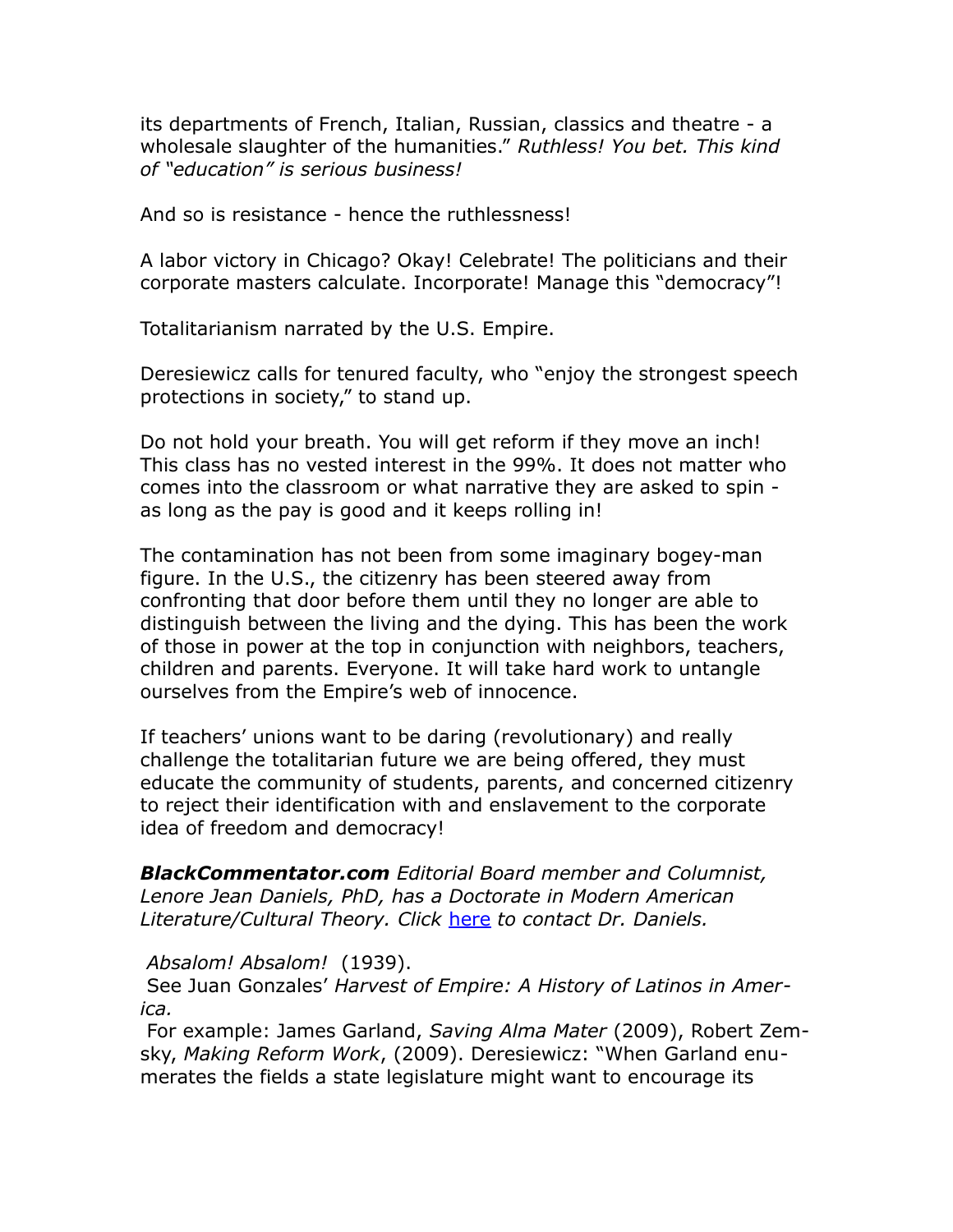its departments of French, Italian, Russian, classics and theatre - a wholesale slaughter of the humanities." *Ruthless! You bet. This kind of "education" is serious business!*

And so is resistance - hence the ruthlessness!

A labor victory in Chicago? Okay! Celebrate! The politicians and their corporate masters calculate. Incorporate! Manage this "democracy"!

Totalitarianism narrated by the U.S. Empire.

Deresiewicz calls for tenured faculty, who "enjoy the strongest speech protections in society," to stand up.

Do not hold your breath. You will get reform if they move an inch! This class has no vested interest in the 99%. It does not matter who comes into the classroom or what narrative they are asked to spin - as long as the pay is good and it keeps rolling in!

The contamination has not been from some imaginary bogey-man figure. In the U.S., the citizenry has been steered away from confronting that door before them until they no longer are able to distinguish between the living and the dying. This has been the work of those in power at the top in conjunction with neighbors, teachers, children and parents. Everyone. It will take hard work to untangle ourselves from the Empire's web of innocence.

If teachers' unions want to be daring (revolutionary) and really challenge the totalitarian future we are being offered, they must educate the community of students, parents, and concerned citizenry to reject their identification with and enslavement to the corporate idea of freedom and democracy!

***BlackCommentator.com*** *Editorial Board member and Columnist, Lenore Jean Daniels, PhD, has a Doctorate in Modern American Literature/Cultural Theory. Click* here *to contact Dr. Daniels.*

*Absalom! Absalom!* (1939).

See Juan Gonzales' *Harvest of Empire: A History of Latinos in America.*

For example: James Garland, *Saving Alma Mater* (2009), Robert Zemsky, *Making Reform Work*, (2009). Deresiewicz: "When Garland enumerates the fields a state legislature might want to encourage its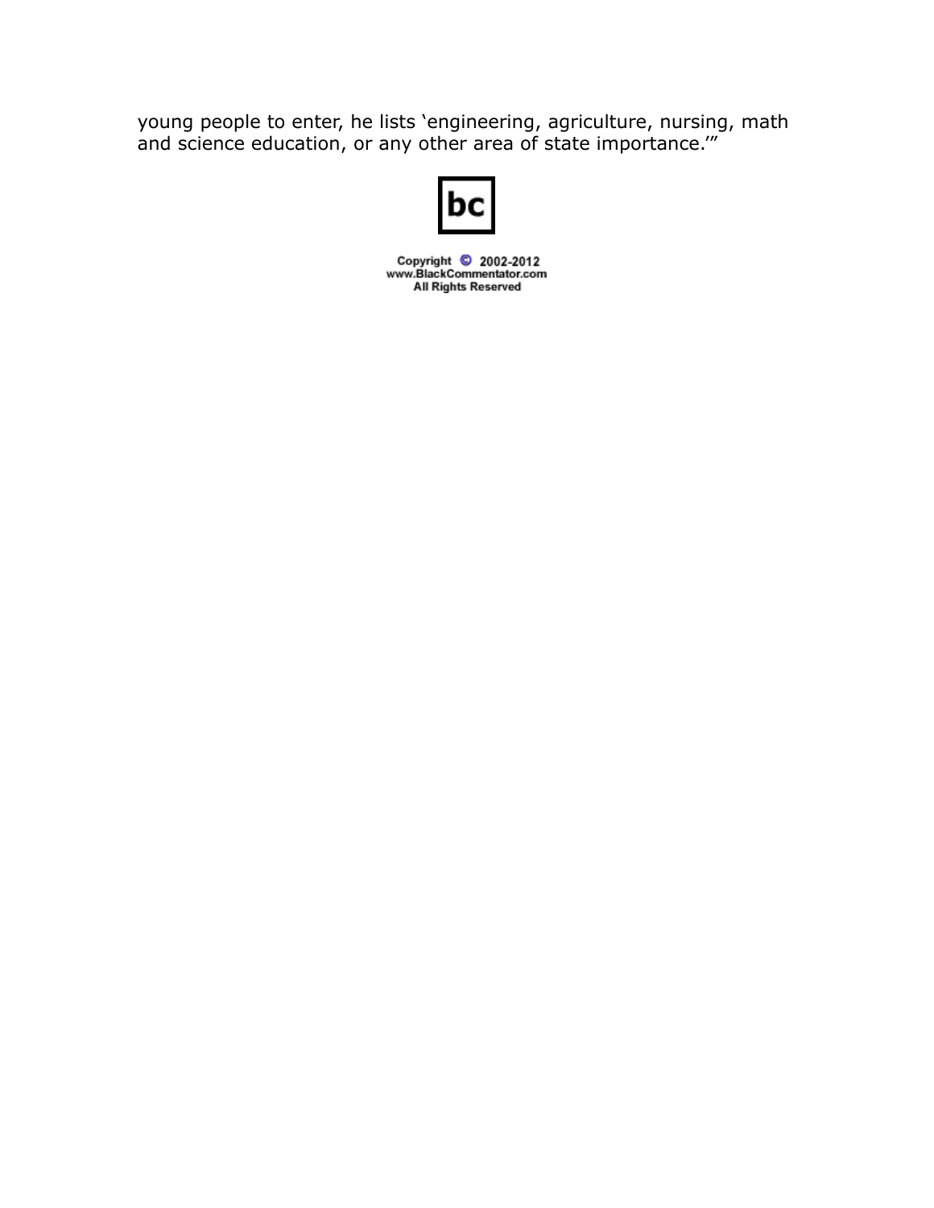young people to enter, he lists ‘engineering, agriculture, nursing, math and science education, or any other area of state importance.’”

bc

Copyright © 2002-2012
www.BlackCommentator.com
All Rights Reserved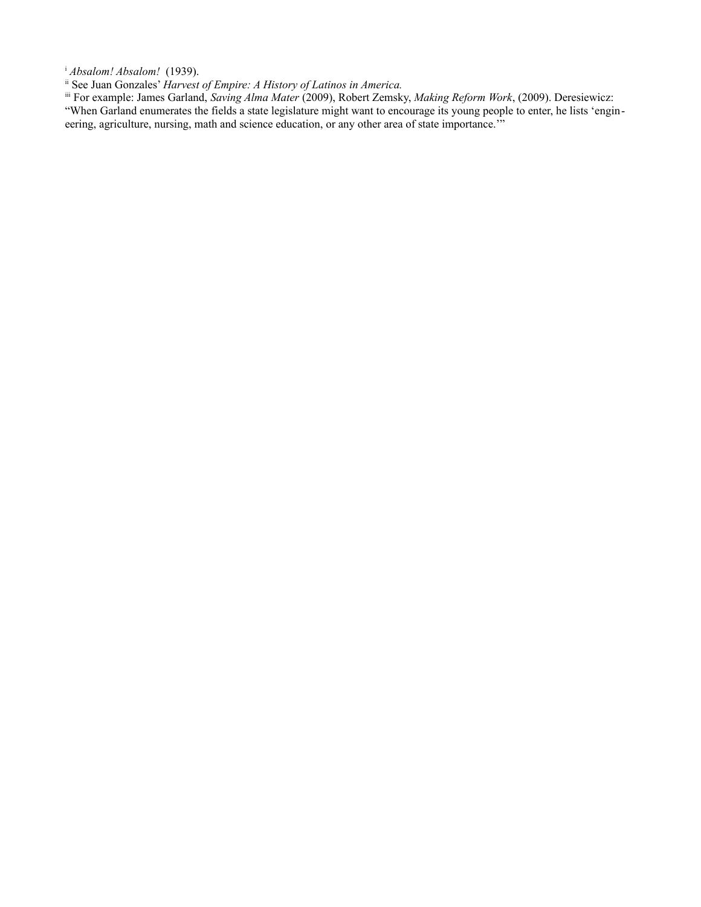[i] *Absalom! Absalom!* (1939).

[ii] See Juan Gonzales' *Harvest of Empire: A History of Latinos in America.*

[iii] For example: James Garland, *Saving Alma Mater* (2009), Robert Zemsky, *Making Reform Work*, (2009). Deresiewicz: "When Garland enumerates the fields a state legislature might want to encourage its young people to enter, he lists 'engineering, agriculture, nursing, math and science education, or any other area of state importance.'"